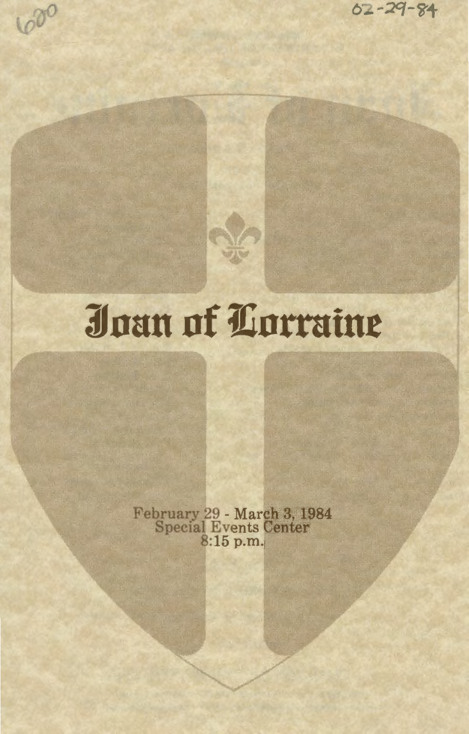600

02-29-84

# Joan of Lorraine

February 29 - March 3, 1984
Special Events Center
8:15 p.m.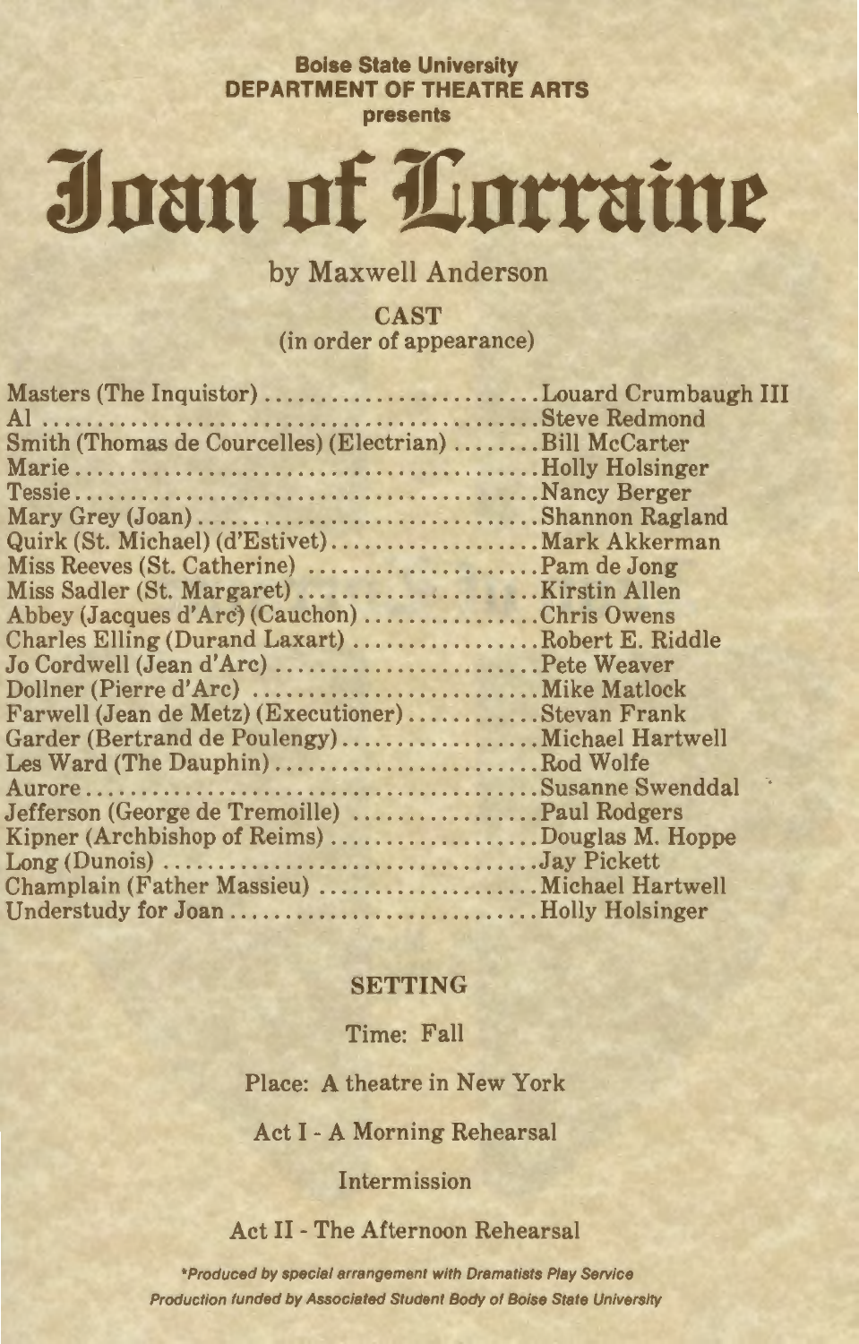**Boise State University**
**DEPARTMENT OF THEATRE ARTS**
**presents**

# Joan of Lorraine

by Maxwell Anderson

## CAST
(in order of appearance)

Masters (The Inquistor) .......................... Louard Crumbaugh III
Al ............................................. Steve Redmond
Smith (Thomas de Courcelles) (Electrian) ........ Bill McCarter
Marie .......................................... Holly Holsinger
Tessie ......................................... Nancy Berger
Mary Grey (Joan) ............................... Shannon Ragland
Quirk (St. Michael) (d'Estivet) .................. Mark Akkerman
Miss Reeves (St. Catherine) ..................... Pam de Jong
Miss Sadler (St. Margaret) ...................... Kirstin Allen
Abbey (Jacques d'Arc) (Cauchon) ................. Chris Owens
Charles Elling (Durand Laxart) .................. Robert E. Riddle
Jo Cordwell (Jean d'Arc) ........................ Pete Weaver
Dollner (Pierre d'Arc) .......................... Mike Matlock
Farwell (Jean de Metz) (Executioner) ............ Stevan Frank
Garder (Bertrand de Poulengy) ................... Michael Hartwell
Les Ward (The Dauphin) .......................... Rod Wolfe
Aurore ......................................... Susanne Swenddal
Jefferson (George de Tremoille) ................. Paul Rodgers
Kipner (Archbishop of Reims) .................... Douglas M. Hoppe
Long (Dunois) .................................. Jay Pickett
Champlain (Father Massieu) ...................... Michael Hartwell
Understudy for Joan ............................ Holly Holsinger

## SETTING

Time: Fall

Place: A theatre in New York

Act I - A Morning Rehearsal

Intermission

Act II - The Afternoon Rehearsal

*\*Produced by special arrangement with Dramatists Play Service*
*Production funded by Associated Student Body of Boise State University*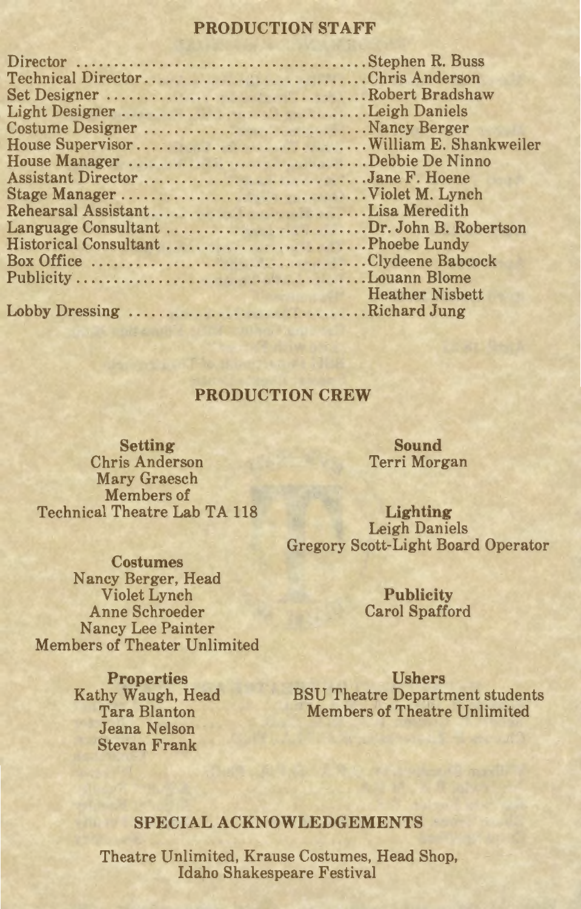## PRODUCTION STAFF

Director .......................................Stephen R. Buss
Technical Director.............................Chris Anderson
Set Designer ...................................Robert Bradshaw
Light Designer .................................Leigh Daniels
Costume Designer ..............................Nancy Berger
House Supervisor...............................William E. Shankweiler
House Manager .................................Debbie De Ninno
Assistant Director ..............................Jane F. Hoene
Stage Manager .................................Violet M. Lynch
Rehearsal Assistant.............................Lisa Meredith
Language Consultant ...........................Dr. John B. Robertson
Historical Consultant ...........................Phoebe Lundy
Box Office .......................................Clydeene Babcock
Publicity..........................................Louann Blome
Heather Nisbett
Lobby Dressing .................................Richard Jung

## PRODUCTION CREW

**Setting**
Chris Anderson
Mary Graesch
Members of
Technical Theatre Lab TA 118

**Costumes**
Nancy Berger, Head
Violet Lynch
Anne Schroeder
Nancy Lee Painter
Members of Theater Unlimited

**Properties**
Kathy Waugh, Head
Tara Blanton
Jeana Nelson
Stevan Frank

**Sound**
Terri Morgan

**Lighting**
Leigh Daniels
Gregory Scott-Light Board Operator

**Publicity**
Carol Spafford

**Ushers**
BSU Theatre Department students
Members of Theatre Unlimited

## SPECIAL ACKNOWLEDGEMENTS

Theatre Unlimited, Krause Costumes, Head Shop, Idaho Shakespeare Festival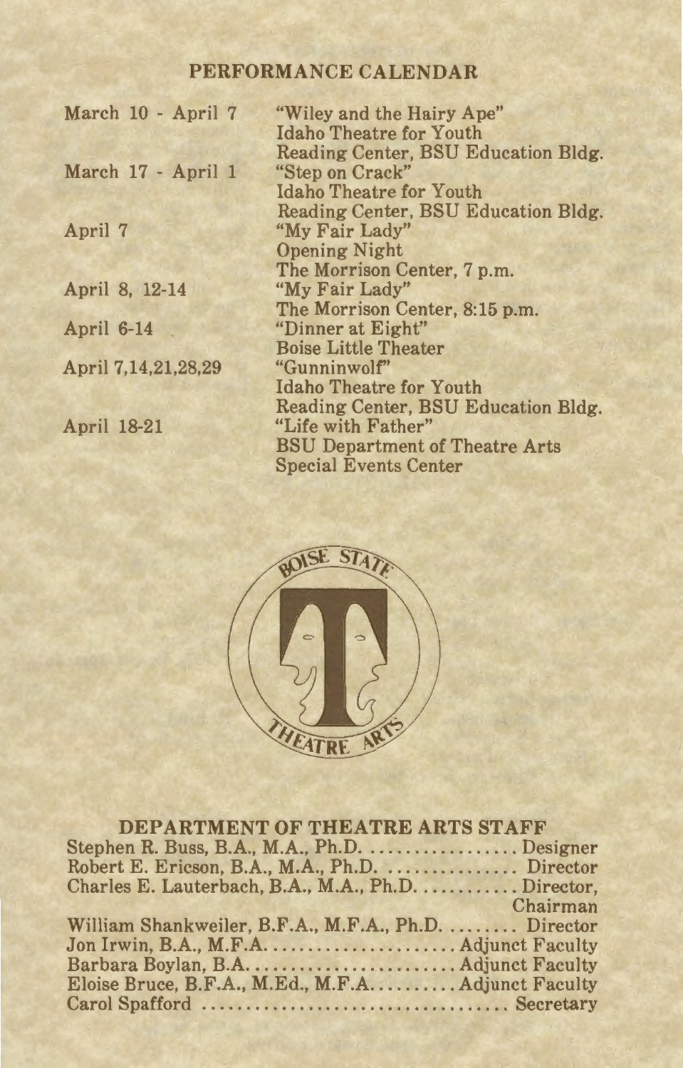## PERFORMANCE CALENDAR

| | |
|---|---|
| March 10 - April 7 | "Wiley and the Hairy Ape"<br>Idaho Theatre for Youth<br>Reading Center, BSU Education Bldg. |
| March 17 - April 1 | "Step on Crack"<br>Idaho Theatre for Youth<br>Reading Center, BSU Education Bldg. |
| April 7 | "My Fair Lady"<br>Opening Night<br>The Morrison Center, 7 p.m. |
| April 8, 12-14 | "My Fair Lady"<br>The Morrison Center, 8:15 p.m. |
| April 6-14 | "Dinner at Eight"<br>Boise Little Theater |
| April 7,14,21,28,29 | "Gunninwolf"<br>Idaho Theatre for Youth<br>Reading Center, BSU Education Bldg. |
| April 18-21 | "Life with Father"<br>BSU Department of Theatre Arts<br>Special Events Center |

BOISE STATE THEATRE ARTS

## DEPARTMENT OF THEATRE ARTS STAFF

Stephen R. Buss, B.A., M.A., Ph.D. .................. Designer
Robert E. Ericson, B.A., M.A., Ph.D. ................ Director
Charles E. Lauterbach, B.A., M.A., Ph.D. ............ Director, Chairman
William Shankweiler, B.F.A., M.F.A., Ph.D. ......... Director
Jon Irwin, B.A., M.F.A. ...................... Adjunct Faculty
Barbara Boylan, B.A. ......................... Adjunct Faculty
Eloise Bruce, B.F.A., M.Ed., M.F.A. .......... Adjunct Faculty
Carol Spafford ................................... Secretary